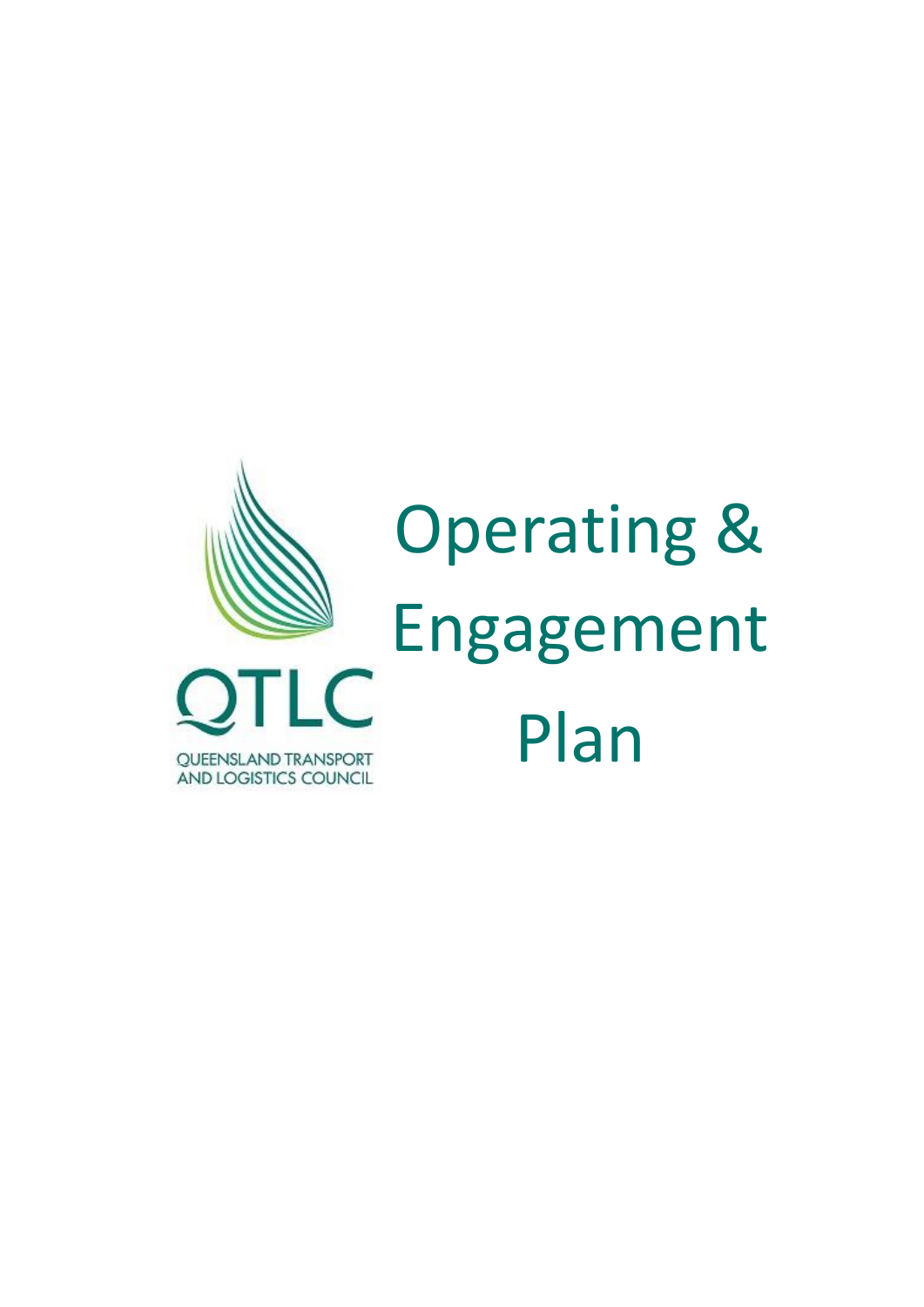QTLC

QUEENSLAND TRANSPORT AND LOGISTICS COUNCIL

# Operating & Engagement Plan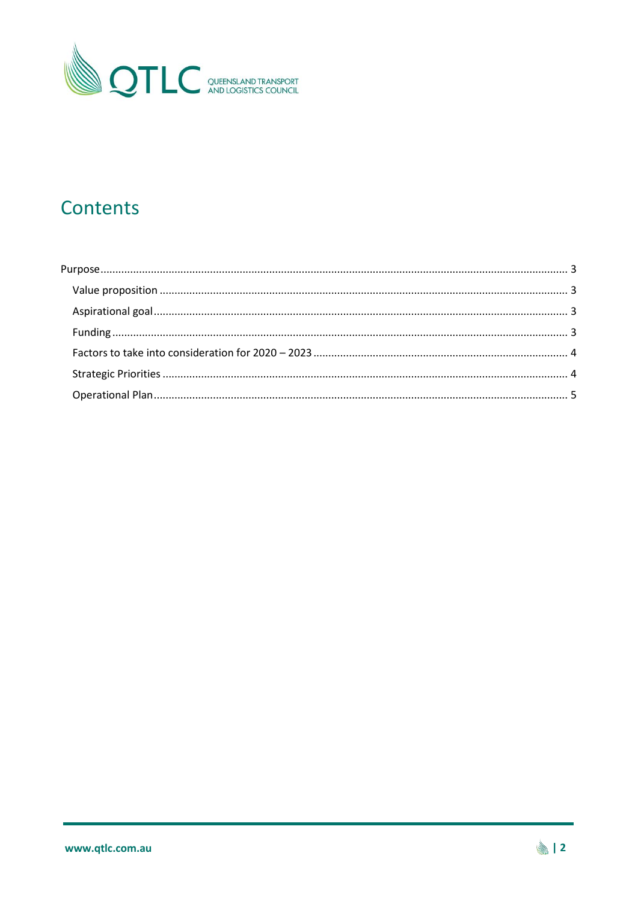# Contents

Purpose ........................................................................................................................................... 3

- Value proposition ........................................................................................................................ 3
- Aspirational goal .......................................................................................................................... 3
- Funding ........................................................................................................................................ 3
- Factors to take into consideration for 2020 – 2023 ...................................................................... 4
- Strategic Priorities ........................................................................................................................ 4
- Operational Plan ........................................................................................................................... 5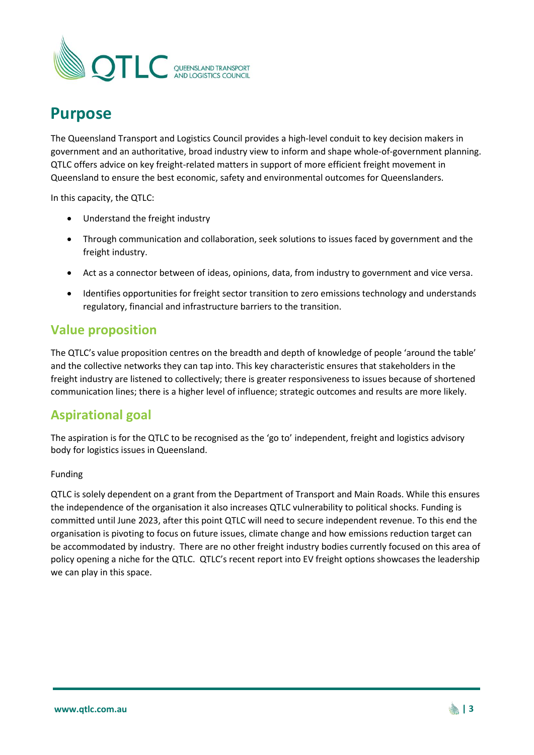## Purpose

The Queensland Transport and Logistics Council provides a high-level conduit to key decision makers in government and an authoritative, broad industry view to inform and shape whole-of-government planning. QTLC offers advice on key freight-related matters in support of more efficient freight movement in Queensland to ensure the best economic, safety and environmental outcomes for Queenslanders.

In this capacity, the QTLC:

- Understand the freight industry
- Through communication and collaboration, seek solutions to issues faced by government and the freight industry.
- Act as a connector between of ideas, opinions, data, from industry to government and vice versa.
- Identifies opportunities for freight sector transition to zero emissions technology and understands regulatory, financial and infrastructure barriers to the transition.

## Value proposition

The QTLC's value proposition centres on the breadth and depth of knowledge of people 'around the table' and the collective networks they can tap into. This key characteristic ensures that stakeholders in the freight industry are listened to collectively; there is greater responsiveness to issues because of shortened communication lines; there is a higher level of influence; strategic outcomes and results are more likely.

## Aspirational goal

The aspiration is for the QTLC to be recognised as the 'go to' independent, freight and logistics advisory body for logistics issues in Queensland.

Funding

QTLC is solely dependent on a grant from the Department of Transport and Main Roads. While this ensures the independence of the organisation it also increases QTLC vulnerability to political shocks. Funding is committed until June 2023, after this point QTLC will need to secure independent revenue. To this end the organisation is pivoting to focus on future issues, climate change and how emissions reduction target can be accommodated by industry. There are no other freight industry bodies currently focused on this area of policy opening a niche for the QTLC. QTLC's recent report into EV freight options showcases the leadership we can play in this space.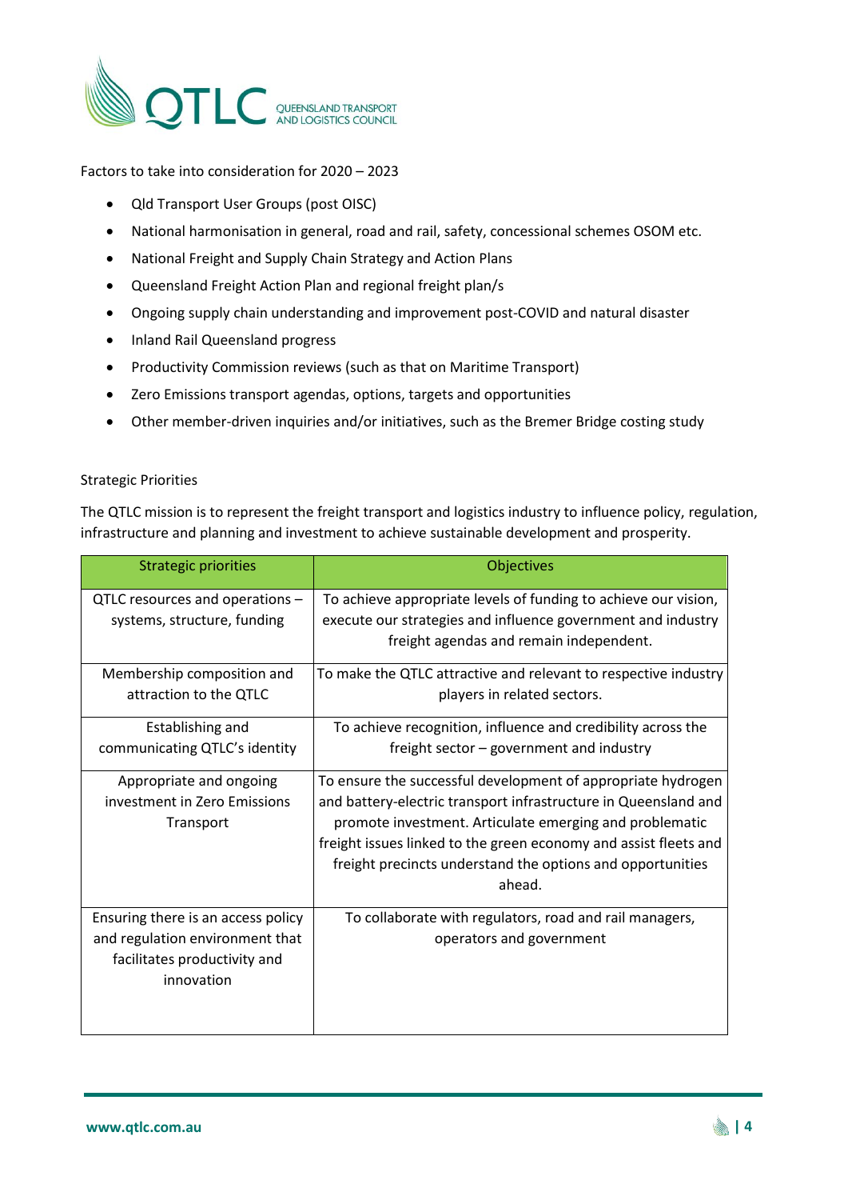Factors to take into consideration for 2020 – 2023

- Qld Transport User Groups (post OISC)
- National harmonisation in general, road and rail, safety, concessional schemes OSOM etc.
- National Freight and Supply Chain Strategy and Action Plans
- Queensland Freight Action Plan and regional freight plan/s
- Ongoing supply chain understanding and improvement post-COVID and natural disaster
- Inland Rail Queensland progress
- Productivity Commission reviews (such as that on Maritime Transport)
- Zero Emissions transport agendas, options, targets and opportunities
- Other member-driven inquiries and/or initiatives, such as the Bremer Bridge costing study

Strategic Priorities

The QTLC mission is to represent the freight transport and logistics industry to influence policy, regulation, infrastructure and planning and investment to achieve sustainable development and prosperity.

| Strategic priorities | Objectives |
| --- | --- |
| QTLC resources and operations – systems, structure, funding | To achieve appropriate levels of funding to achieve our vision, execute our strategies and influence government and industry freight agendas and remain independent. |
| Membership composition and attraction to the QTLC | To make the QTLC attractive and relevant to respective industry players in related sectors. |
| Establishing and communicating QTLC's identity | To achieve recognition, influence and credibility across the freight sector – government and industry |
| Appropriate and ongoing investment in Zero Emissions Transport | To ensure the successful development of appropriate hydrogen and battery-electric transport infrastructure in Queensland and promote investment. Articulate emerging and problematic freight issues linked to the green economy and assist fleets and freight precincts understand the options and opportunities ahead. |
| Ensuring there is an access policy and regulation environment that facilitates productivity and innovation | To collaborate with regulators, road and rail managers, operators and government |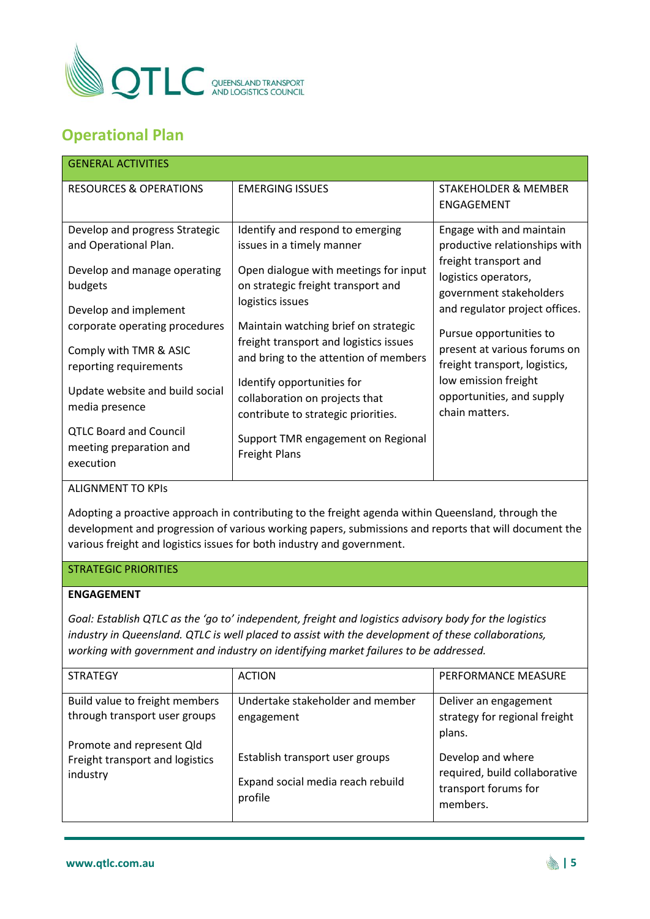## Operational Plan

| GENERAL ACTIVITIES | | |
|---|---|---|
| RESOURCES & OPERATIONS | EMERGING ISSUES | STAKEHOLDER & MEMBER ENGAGEMENT |
| Develop and progress Strategic and Operational Plan.<br><br>Develop and manage operating budgets<br><br>Develop and implement corporate operating procedures<br><br>Comply with TMR & ASIC reporting requirements<br><br>Update website and build social media presence<br><br>QTLC Board and Council meeting preparation and execution | Identify and respond to emerging issues in a timely manner<br><br>Open dialogue with meetings for input on strategic freight transport and logistics issues<br><br>Maintain watching brief on strategic freight transport and logistics issues and bring to the attention of members<br><br>Identify opportunities for collaboration on projects that contribute to strategic priorities.<br><br>Support TMR engagement on Regional Freight Plans | Engage with and maintain productive relationships with freight transport and logistics operators, government stakeholders and regulator project offices.<br><br>Pursue opportunities to present at various forums on freight transport, logistics, low emission freight opportunities, and supply chain matters. |

ALIGNMENT TO KPIs

Adopting a proactive approach in contributing to the freight agenda within Queensland, through the development and progression of various working papers, submissions and reports that will document the various freight and logistics issues for both industry and government.

### STRATEGIC PRIORITIES

**ENGAGEMENT**

*Goal: Establish QTLC as the 'go to' independent, freight and logistics advisory body for the logistics industry in Queensland. QTLC is well placed to assist with the development of these collaborations, working with government and industry on identifying market failures to be addressed.*

| STRATEGY | ACTION | PERFORMANCE MEASURE |
|---|---|---|
| Build value to freight members through transport user groups<br><br>Promote and represent Qld Freight transport and logistics industry | Undertake stakeholder and member engagement<br><br>Establish transport user groups<br><br>Expand social media reach rebuild profile | Deliver an engagement strategy for regional freight plans.<br><br>Develop and where required, build collaborative transport forums for members. |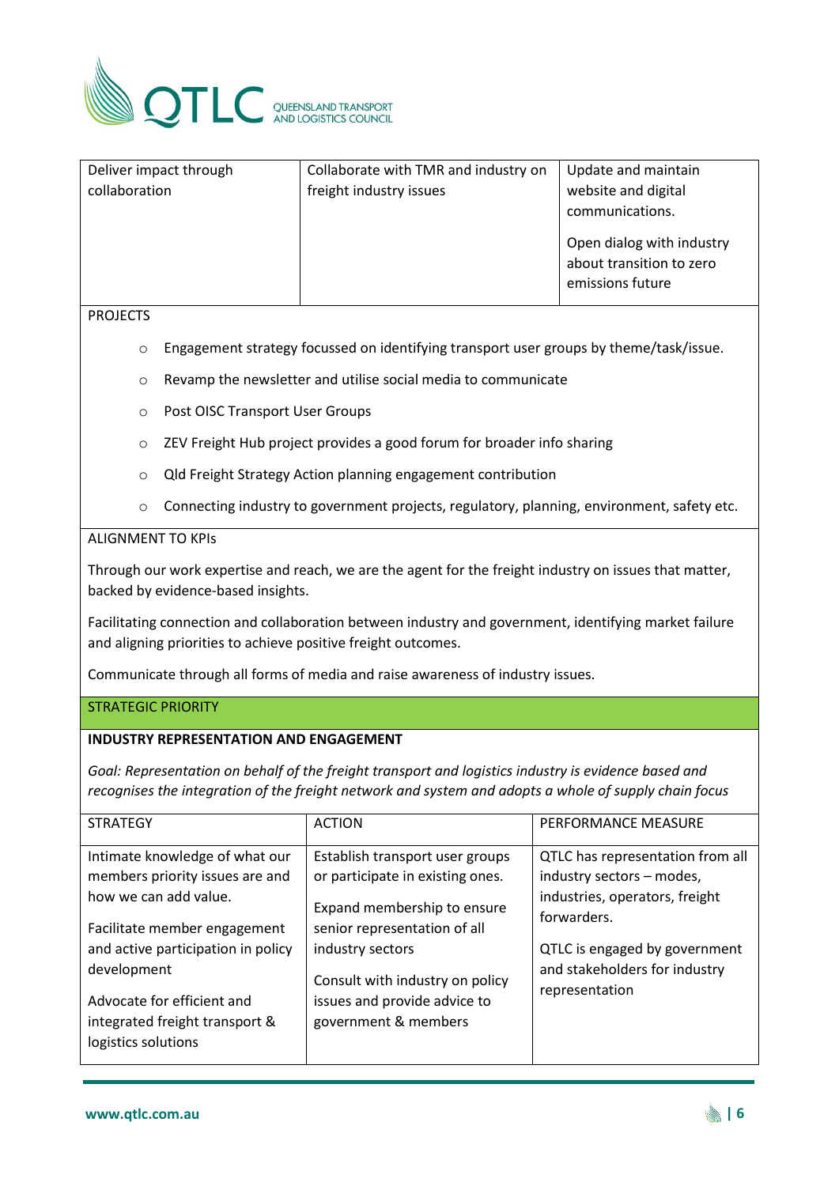| | | |
|---|---|---|
| Deliver impact through collaboration | Collaborate with TMR and industry on freight industry issues | Update and maintain website and digital communications.<br><br>Open dialog with industry about transition to zero emissions future |

PROJECTS

- Engagement strategy focussed on identifying transport user groups by theme/task/issue.
- Revamp the newsletter and utilise social media to communicate
- Post OISC Transport User Groups
- ZEV Freight Hub project provides a good forum for broader info sharing
- Qld Freight Strategy Action planning engagement contribution
- Connecting industry to government projects, regulatory, planning, environment, safety etc.

ALIGNMENT TO KPIs

Through our work expertise and reach, we are the agent for the freight industry on issues that matter, backed by evidence-based insights.

Facilitating connection and collaboration between industry and government, identifying market failure and aligning priorities to achieve positive freight outcomes.

Communicate through all forms of media and raise awareness of industry issues.

STRATEGIC PRIORITY

**INDUSTRY REPRESENTATION AND ENGAGEMENT**

*Goal: Representation on behalf of the freight transport and logistics industry is evidence based and recognises the integration of the freight network and system and adopts a whole of supply chain focus*

| STRATEGY | ACTION | PERFORMANCE MEASURE |
|---|---|---|
| Intimate knowledge of what our members priority issues are and how we can add value.<br><br>Facilitate member engagement and active participation in policy development<br><br>Advocate for efficient and integrated freight transport & logistics solutions | Establish transport user groups or participate in existing ones.<br><br>Expand membership to ensure senior representation of all industry sectors<br><br>Consult with industry on policy issues and provide advice to government & members | QTLC has representation from all industry sectors – modes, industries, operators, freight forwarders.<br><br>QTLC is engaged by government and stakeholders for industry representation |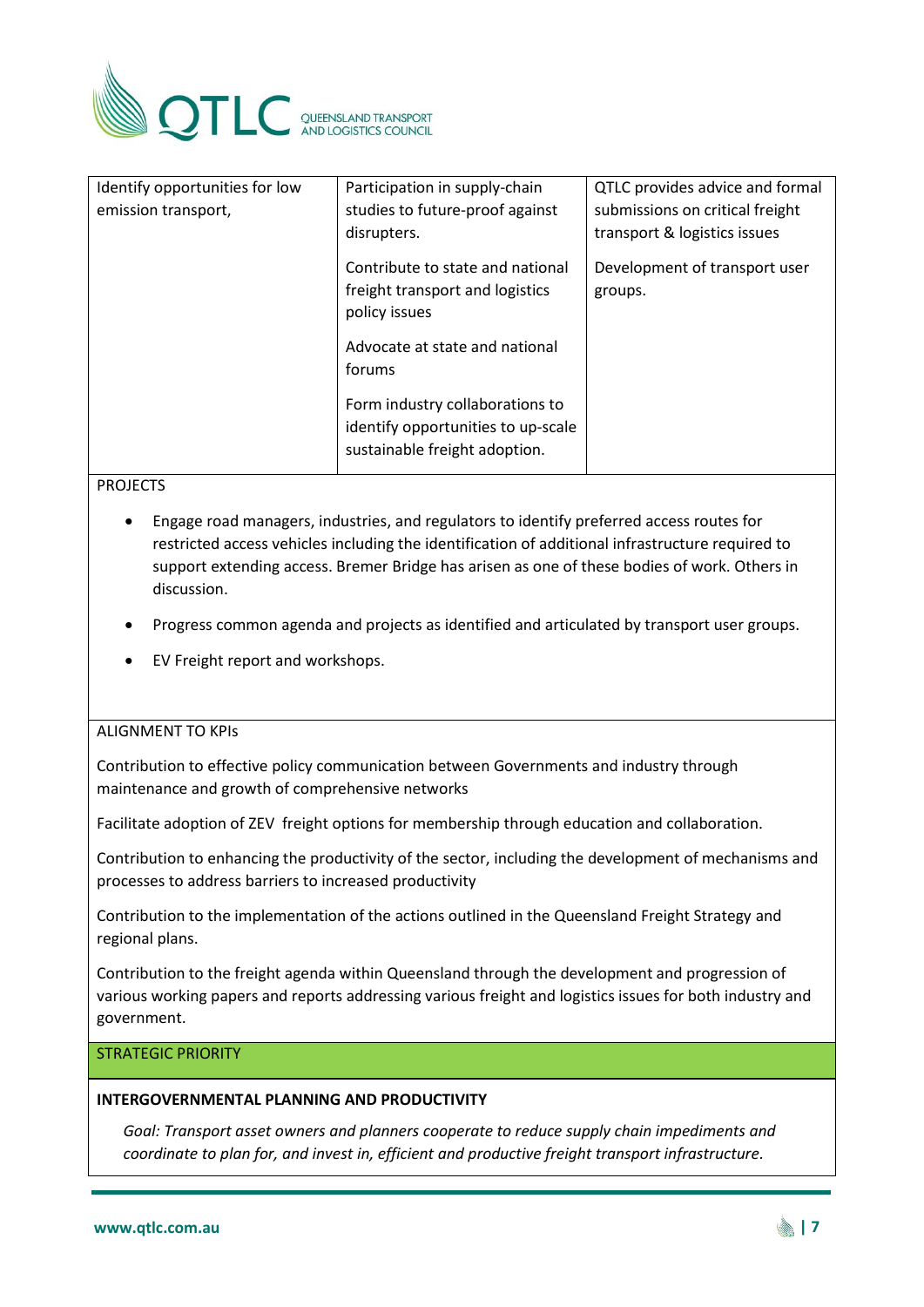| Identify opportunities for low emission transport, | Participation in supply-chain studies to future-proof against disrupters.<br><br>Contribute to state and national freight transport and logistics policy issues<br><br>Advocate at state and national forums<br><br>Form industry collaborations to identify opportunities to up-scale sustainable freight adoption. | QTLC provides advice and formal submissions on critical freight transport & logistics issues<br><br>Development of transport user groups. |
|---|---|---|

PROJECTS

- Engage road managers, industries, and regulators to identify preferred access routes for restricted access vehicles including the identification of additional infrastructure required to support extending access. Bremer Bridge has arisen as one of these bodies of work. Others in discussion.
- Progress common agenda and projects as identified and articulated by transport user groups.
- EV Freight report and workshops.

ALIGNMENT TO KPIs

Contribution to effective policy communication between Governments and industry through maintenance and growth of comprehensive networks

Facilitate adoption of ZEV freight options for membership through education and collaboration.

Contribution to enhancing the productivity of the sector, including the development of mechanisms and processes to address barriers to increased productivity

Contribution to the implementation of the actions outlined in the Queensland Freight Strategy and regional plans.

Contribution to the freight agenda within Queensland through the development and progression of various working papers and reports addressing various freight and logistics issues for both industry and government.

STRATEGIC PRIORITY

**INTERGOVERNMENTAL PLANNING AND PRODUCTIVITY**

*Goal: Transport asset owners and planners cooperate to reduce supply chain impediments and coordinate to plan for, and invest in, efficient and productive freight transport infrastructure.*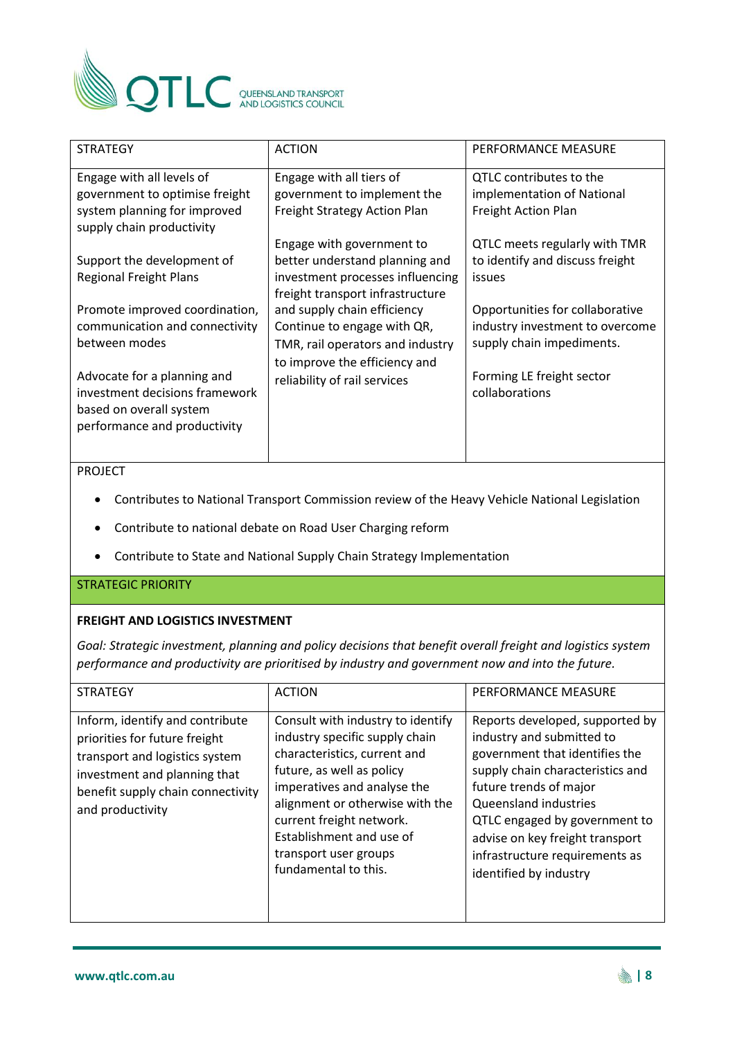| STRATEGY | ACTION | PERFORMANCE MEASURE |
|---|---|---|
| Engage with all levels of government to optimise freight system planning for improved supply chain productivity<br><br>Support the development of Regional Freight Plans<br><br>Promote improved coordination, communication and connectivity between modes<br><br>Advocate for a planning and investment decisions framework based on overall system performance and productivity | Engage with all tiers of government to implement the Freight Strategy Action Plan<br><br>Engage with government to better understand planning and investment processes influencing freight transport infrastructure and supply chain efficiency<br>Continue to engage with QR, TMR, rail operators and industry to improve the efficiency and reliability of rail services | QTLC contributes to the implementation of National Freight Action Plan<br><br>QTLC meets regularly with TMR to identify and discuss freight issues<br><br>Opportunities for collaborative industry investment to overcome supply chain impediments.<br><br>Forming LE freight sector collaborations |

PROJECT

- Contributes to National Transport Commission review of the Heavy Vehicle National Legislation
- Contribute to national debate on Road User Charging reform
- Contribute to State and National Supply Chain Strategy Implementation

STRATEGIC PRIORITY

**FREIGHT AND LOGISTICS INVESTMENT**

*Goal: Strategic investment, planning and policy decisions that benefit overall freight and logistics system performance and productivity are prioritised by industry and government now and into the future.*

| STRATEGY | ACTION | PERFORMANCE MEASURE |
|---|---|---|
| Inform, identify and contribute priorities for future freight transport and logistics system investment and planning that benefit supply chain connectivity and productivity | Consult with industry to identify industry specific supply chain characteristics, current and future, as well as policy imperatives and analyse the alignment or otherwise with the current freight network.<br>Establishment and use of transport user groups fundamental to this. | Reports developed, supported by industry and submitted to government that identifies the supply chain characteristics and future trends of major Queensland industries<br>QTLC engaged by government to advise on key freight transport infrastructure requirements as identified by industry |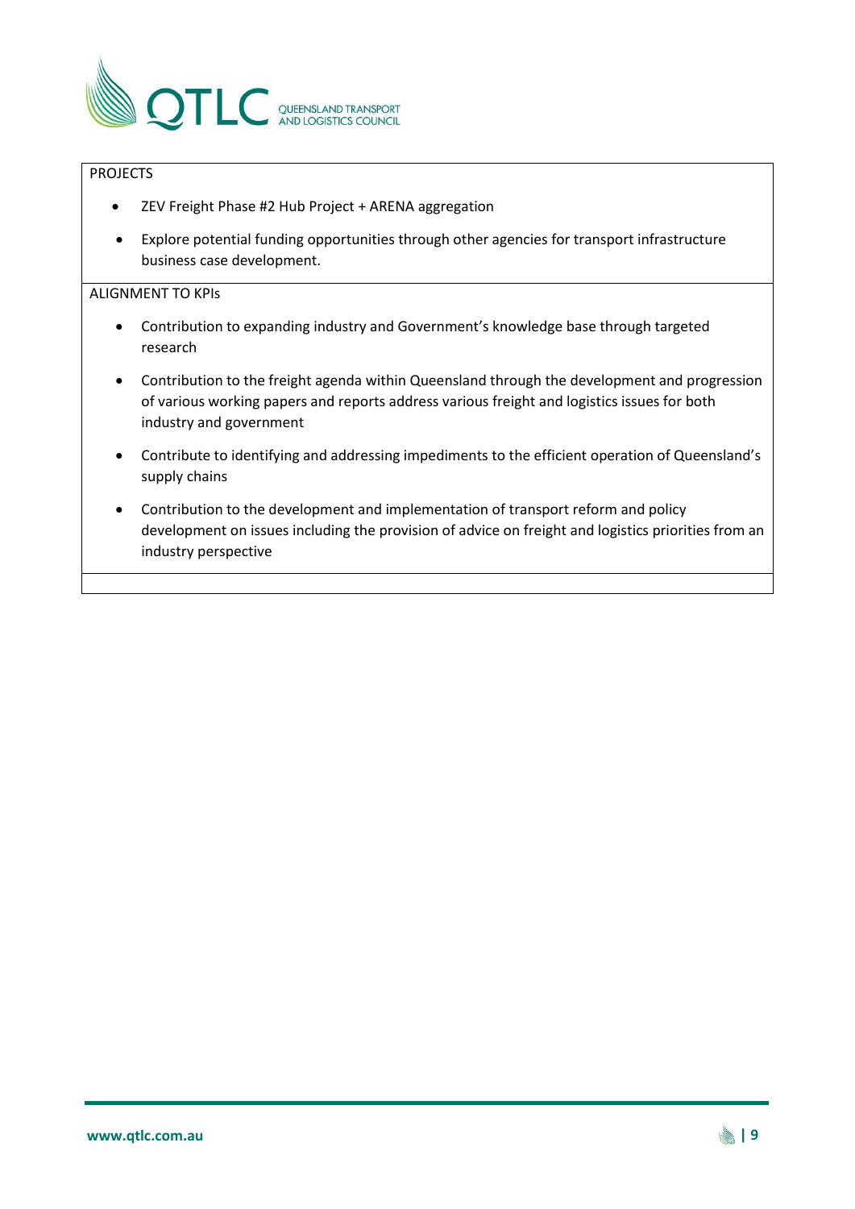PROJECTS

- ZEV Freight Phase #2 Hub Project + ARENA aggregation
- Explore potential funding opportunities through other agencies for transport infrastructure business case development.

ALIGNMENT TO KPIs

- Contribution to expanding industry and Government's knowledge base through targeted research
- Contribution to the freight agenda within Queensland through the development and progression of various working papers and reports address various freight and logistics issues for both industry and government
- Contribute to identifying and addressing impediments to the efficient operation of Queensland's supply chains
- Contribution to the development and implementation of transport reform and policy development on issues including the provision of advice on freight and logistics priorities from an industry perspective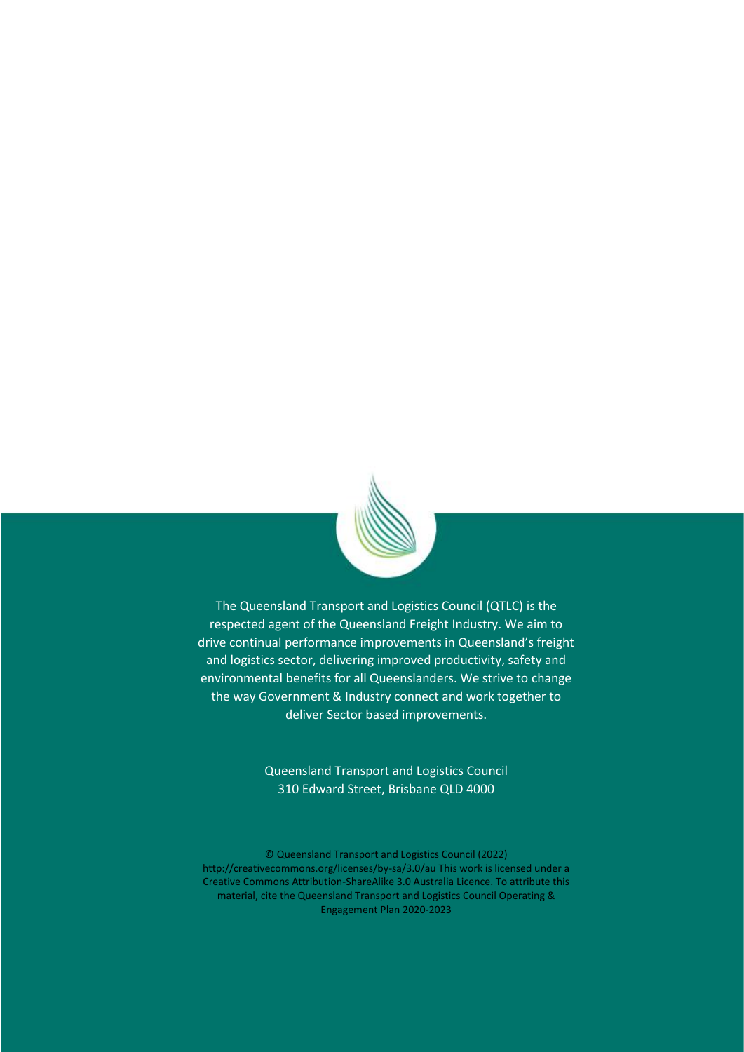The Queensland Transport and Logistics Council (QTLC) is the respected agent of the Queensland Freight Industry. We aim to drive continual performance improvements in Queensland's freight and logistics sector, delivering improved productivity, safety and environmental benefits for all Queenslanders. We strive to change the way Government & Industry connect and work together to deliver Sector based improvements.

Queensland Transport and Logistics Council
310 Edward Street, Brisbane QLD 4000

© Queensland Transport and Logistics Council (2022)
http://creativecommons.org/licenses/by-sa/3.0/au This work is licensed under a Creative Commons Attribution-ShareAlike 3.0 Australia Licence. To attribute this material, cite the Queensland Transport and Logistics Council Operating & Engagement Plan 2020-2023